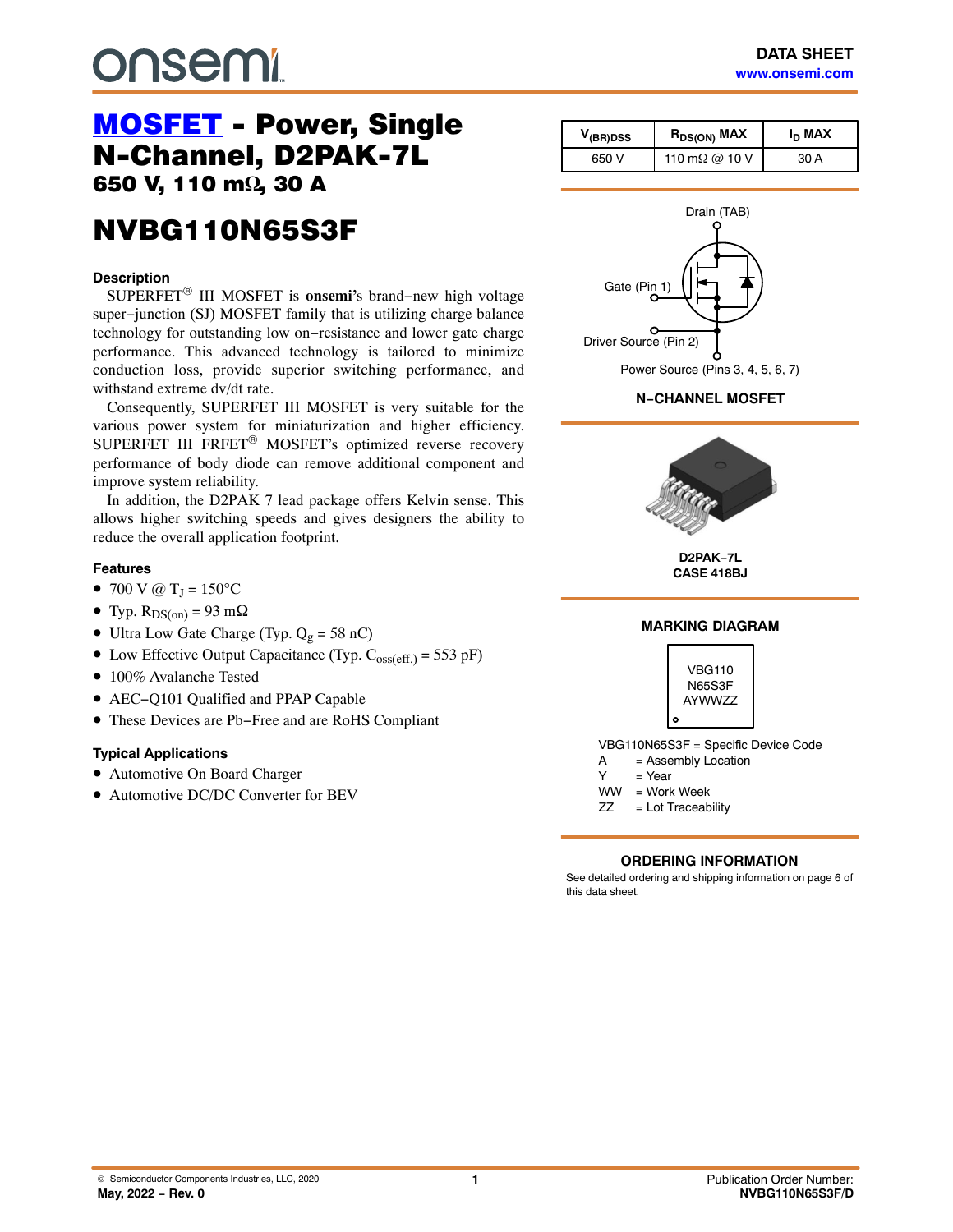DATA SHEET
www.onsemi.com

# MOSFET - Power, Single N-Channel, D2PAK-7L

### 650 V, 110 mΩ, 30 A

# NVBG110N65S3F

| $V_{(BR)DSS}$ | $R_{DS(ON)}$ MAX | $I_D$ MAX |
|---|---|---|
| 650 V | 110 mΩ @ 10 V | 30 A |

Drain (TAB)

Gate (Pin 1)

Driver Source (Pin 2)

Power Source (Pins 3, 4, 5, 6, 7)

**N−CHANNEL MOSFET**

**D2PAK−7L**
**CASE 418BJ**

### Description

SUPERFET® III MOSFET is **onsemi's** brand−new high voltage super−junction (SJ) MOSFET family that is utilizing charge balance technology for outstanding low on−resistance and lower gate charge performance. This advanced technology is tailored to minimize conduction loss, provide superior switching performance, and withstand extreme dv/dt rate.

Consequently, SUPERFET III MOSFET is very suitable for the various power system for miniaturization and higher efficiency. SUPERFET III FRFET® MOSFET's optimized reverse recovery performance of body diode can remove additional component and improve system reliability.

In addition, the D2PAK 7 lead package offers Kelvin sense. This allows higher switching speeds and gives designers the ability to reduce the overall application footprint.

### Features

- 700 V @ $T_J$ = 150°C
- Typ. $R_{DS(on)}$ = 93 mΩ
- Ultra Low Gate Charge (Typ. $Q_g$ = 58 nC)
- Low Effective Output Capacitance (Typ. $C_{oss(eff.)}$ = 553 pF)
- 100% Avalanche Tested
- AEC−Q101 Qualified and PPAP Capable
- These Devices are Pb−Free and are RoHS Compliant

### Typical Applications

- Automotive On Board Charger
- Automotive DC/DC Converter for BEV

### MARKING DIAGRAM

```
VBG110
N65S3F
AYWWZZ
```

VBG110N65S3F = Specific Device Code
A = Assembly Location
Y = Year
WW = Work Week
ZZ = Lot Traceability

### ORDERING INFORMATION

See detailed ordering and shipping information on page 6 of this data sheet.

© Semiconductor Components Industries, LLC, 2020
May, 2022 − Rev. 0

Publication Order Number:
NVBG110N65S3F/D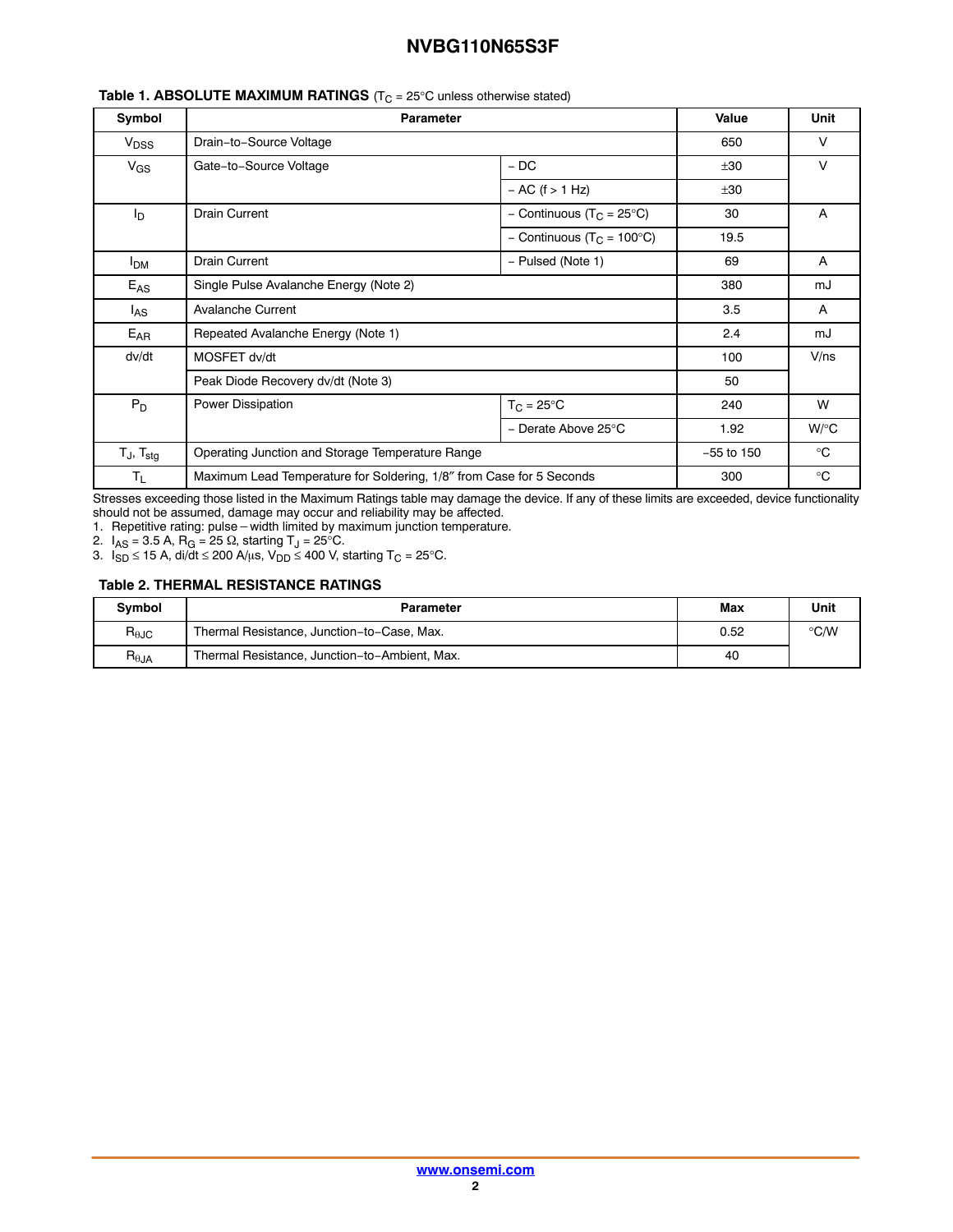**Table 1. ABSOLUTE MAXIMUM RATINGS** ($T_C$ = 25°C unless otherwise stated)

| Symbol | Parameter | | Value | Unit |
|---|---|---|---|---|
| $V_{DSS}$ | Drain−to−Source Voltage | | 650 | V |
| $V_{GS}$ | Gate−to−Source Voltage | − DC | ±30 | V |
| | | − AC (f > 1 Hz) | ±30 | |
| $I_D$ | Drain Current | − Continuous ($T_C$ = 25°C) | 30 | A |
| | | − Continuous ($T_C$ = 100°C) | 19.5 | |
| $I_{DM}$ | Drain Current | − Pulsed (Note 1) | 69 | A |
| $E_{AS}$ | Single Pulse Avalanche Energy (Note 2) | | 380 | mJ |
| $I_{AS}$ | Avalanche Current | | 3.5 | A |
| $E_{AR}$ | Repeated Avalanche Energy (Note 1) | | 2.4 | mJ |
| dv/dt | MOSFET dv/dt | | 100 | V/ns |
| | Peak Diode Recovery dv/dt (Note 3) | | 50 | |
| $P_D$ | Power Dissipation | $T_C$ = 25°C | 240 | W |
| | | − Derate Above 25°C | 1.92 | W/°C |
| $T_J$, $T_{stg}$ | Operating Junction and Storage Temperature Range | | −55 to 150 | °C |
| $T_L$ | Maximum Lead Temperature for Soldering, 1/8″ from Case for 5 Seconds | | 300 | °C |

Stresses exceeding those listed in the Maximum Ratings table may damage the device. If any of these limits are exceeded, device functionality should not be assumed, damage may occur and reliability may be affected.

1. Repetitive rating: pulse − width limited by maximum junction temperature.
2. $I_{AS}$ = 3.5 A, $R_G$ = 25 Ω, starting $T_J$ = 25°C.
3. $I_{SD}$ ≤ 15 A, di/dt ≤ 200 A/μs, $V_{DD}$ ≤ 400 V, starting $T_C$ = 25°C.

**Table 2. THERMAL RESISTANCE RATINGS**

| Symbol | Parameter | Max | Unit |
|---|---|---|---|
| $R_{\theta JC}$ | Thermal Resistance, Junction−to−Case, Max. | 0.52 | °C/W |
| $R_{\theta JA}$ | Thermal Resistance, Junction−to−Ambient, Max. | 40 | |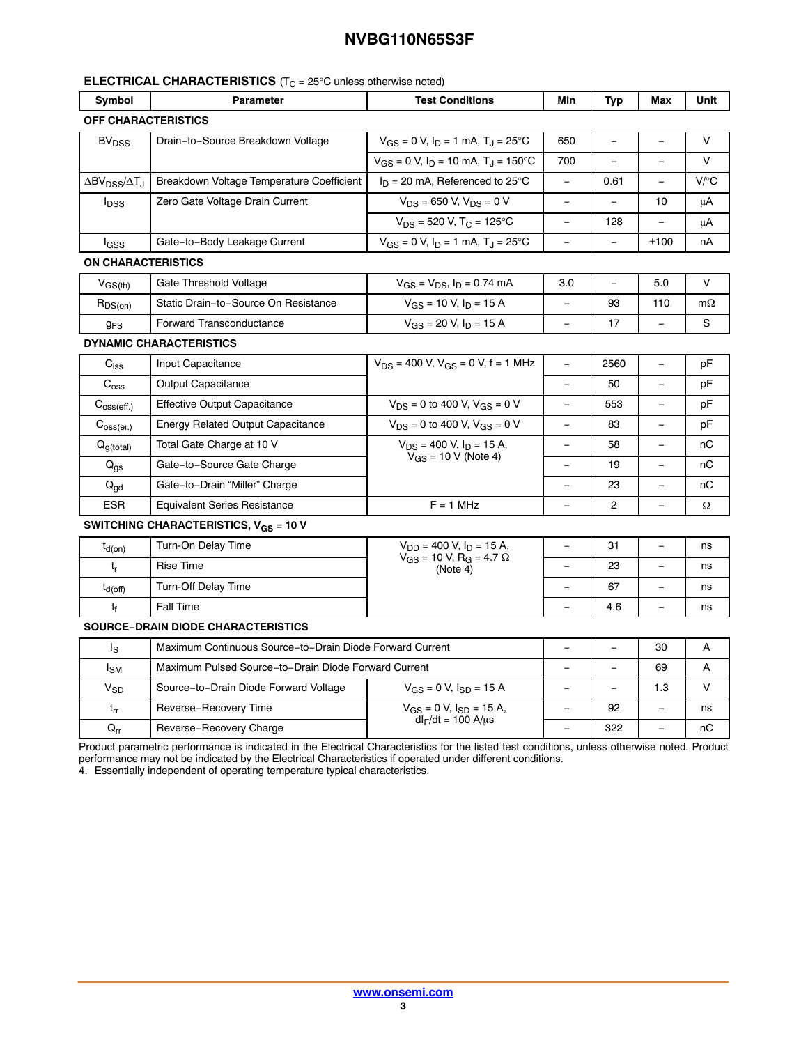## ELECTRICAL CHARACTERISTICS ($T_C$ = 25°C unless otherwise noted)

| Symbol | Parameter | Test Conditions | Min | Typ | Max | Unit |
|---|---|---|---|---|---|---|
| **OFF CHARACTERISTICS** | | | | | | |
| $BV_{DSS}$ | Drain−to−Source Breakdown Voltage | $V_{GS}$ = 0 V, $I_D$ = 1 mA, $T_J$ = 25°C | 650 | − | − | V |
| | | $V_{GS}$ = 0 V, $I_D$ = 10 mA, $T_J$ = 150°C | 700 | − | − | V |
| $\Delta BV_{DSS}/\Delta T_J$ | Breakdown Voltage Temperature Coefficient | $I_D$ = 20 mA, Referenced to 25°C | − | 0.61 | − | V/°C |
| $I_{DSS}$ | Zero Gate Voltage Drain Current | $V_{DS}$ = 650 V, $V_{DS}$ = 0 V | − | − | 10 | μA |
| | | $V_{DS}$ = 520 V, $T_C$ = 125°C | − | 128 | − | μA |
| $I_{GSS}$ | Gate−to−Body Leakage Current | $V_{GS}$ = 0 V, $I_D$ = 1 mA, $T_J$ = 25°C | − | − | ±100 | nA |
| **ON CHARACTERISTICS** | | | | | | |
| $V_{GS(th)}$ | Gate Threshold Voltage | $V_{GS}$ = $V_{DS}$, $I_D$ = 0.74 mA | 3.0 | − | 5.0 | V |
| $R_{DS(on)}$ | Static Drain−to−Source On Resistance | $V_{GS}$ = 10 V, $I_D$ = 15 A | − | 93 | 110 | mΩ |
| $g_{FS}$ | Forward Transconductance | $V_{GS}$ = 20 V, $I_D$ = 15 A | − | 17 | − | S |
| **DYNAMIC CHARACTERISTICS** | | | | | | |
| $C_{iss}$ | Input Capacitance | $V_{DS}$ = 400 V, $V_{GS}$ = 0 V, f = 1 MHz | − | 2560 | − | pF |
| $C_{oss}$ | Output Capacitance | | − | 50 | − | pF |
| $C_{oss(eff.)}$ | Effective Output Capacitance | $V_{DS}$ = 0 to 400 V, $V_{GS}$ = 0 V | − | 553 | − | pF |
| $C_{oss(er.)}$ | Energy Related Output Capacitance | $V_{DS}$ = 0 to 400 V, $V_{GS}$ = 0 V | − | 83 | − | pF |
| $Q_{g(total)}$ | Total Gate Charge at 10 V | $V_{DS}$ = 400 V, $I_D$ = 15 A, $V_{GS}$ = 10 V (Note 4) | − | 58 | − | nC |
| $Q_{gs}$ | Gate−to−Source Gate Charge | | − | 19 | − | nC |
| $Q_{gd}$ | Gate−to−Drain “Miller” Charge | | − | 23 | − | nC |
| ESR | Equivalent Series Resistance | F = 1 MHz | − | 2 | − | Ω |
| **SWITCHING CHARACTERISTICS, $V_{GS}$ = 10 V** | | | | | | |
| $t_{d(on)}$ | Turn-On Delay Time | $V_{DD}$ = 400 V, $I_D$ = 15 A, $V_{GS}$ = 10 V, $R_G$ = 4.7 Ω (Note 4) | − | 31 | − | ns |
| $t_r$ | Rise Time | | − | 23 | − | ns |
| $t_{d(off)}$ | Turn-Off Delay Time | | − | 67 | − | ns |
| $t_f$ | Fall Time | | − | 4.6 | − | ns |
| **SOURCE−DRAIN DIODE CHARACTERISTICS** | | | | | | |
| $I_S$ | Maximum Continuous Source−to−Drain Diode Forward Current | | − | − | 30 | A |
| $I_{SM}$ | Maximum Pulsed Source−to−Drain Diode Forward Current | | − | − | 69 | A |
| $V_{SD}$ | Source−to−Drain Diode Forward Voltage | $V_{GS}$ = 0 V, $I_{SD}$ = 15 A | − | − | 1.3 | V |
| $t_{rr}$ | Reverse−Recovery Time | $V_{GS}$ = 0 V, $I_{SD}$ = 15 A, $dI_F/dt$ = 100 A/μs | − | 92 | − | ns |
| $Q_{rr}$ | Reverse−Recovery Charge | | − | 322 | − | nC |

Product parametric performance is indicated in the Electrical Characteristics for the listed test conditions, unless otherwise noted. Product performance may not be indicated by the Electrical Characteristics if operated under different conditions.

4. Essentially independent of operating temperature typical characteristics.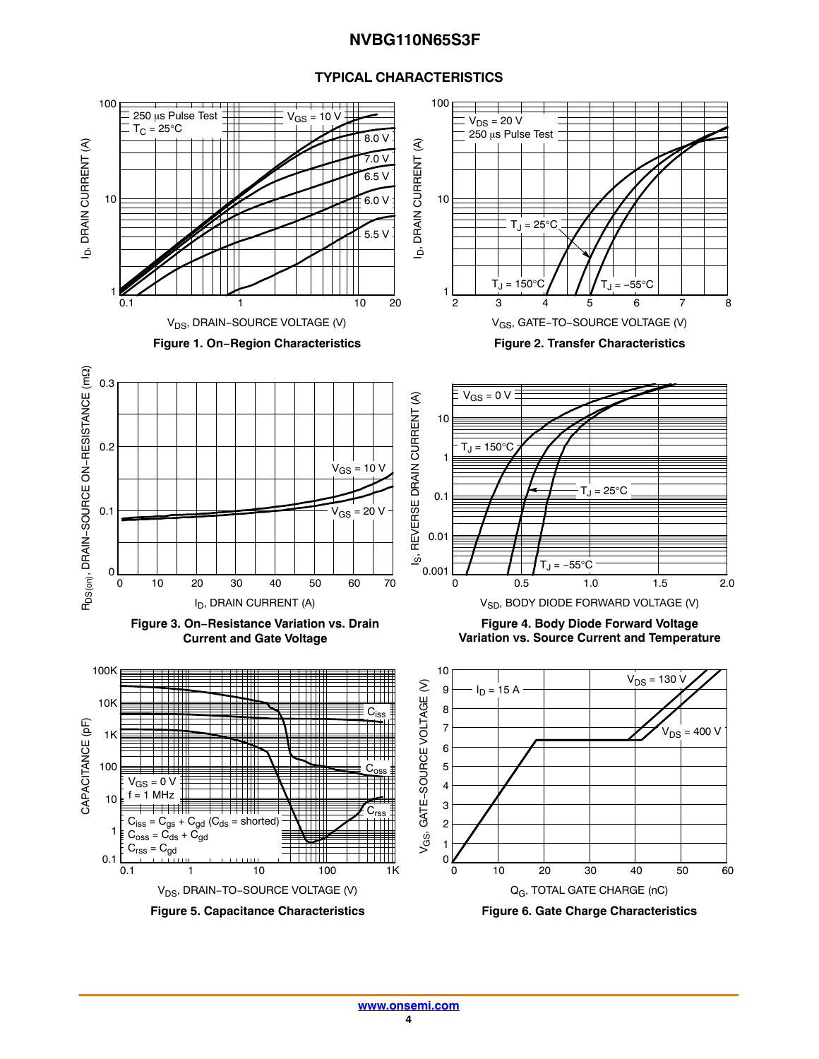## TYPICAL CHARACTERISTICS

Figure 1. On−Region Characteristics

Figure 2. Transfer Characteristics

Figure 3. On−Resistance Variation vs. Drain Current and Gate Voltage

Figure 4. Body Diode Forward Voltage Variation vs. Source Current and Temperature

Figure 5. Capacitance Characteristics

Figure 6. Gate Charge Characteristics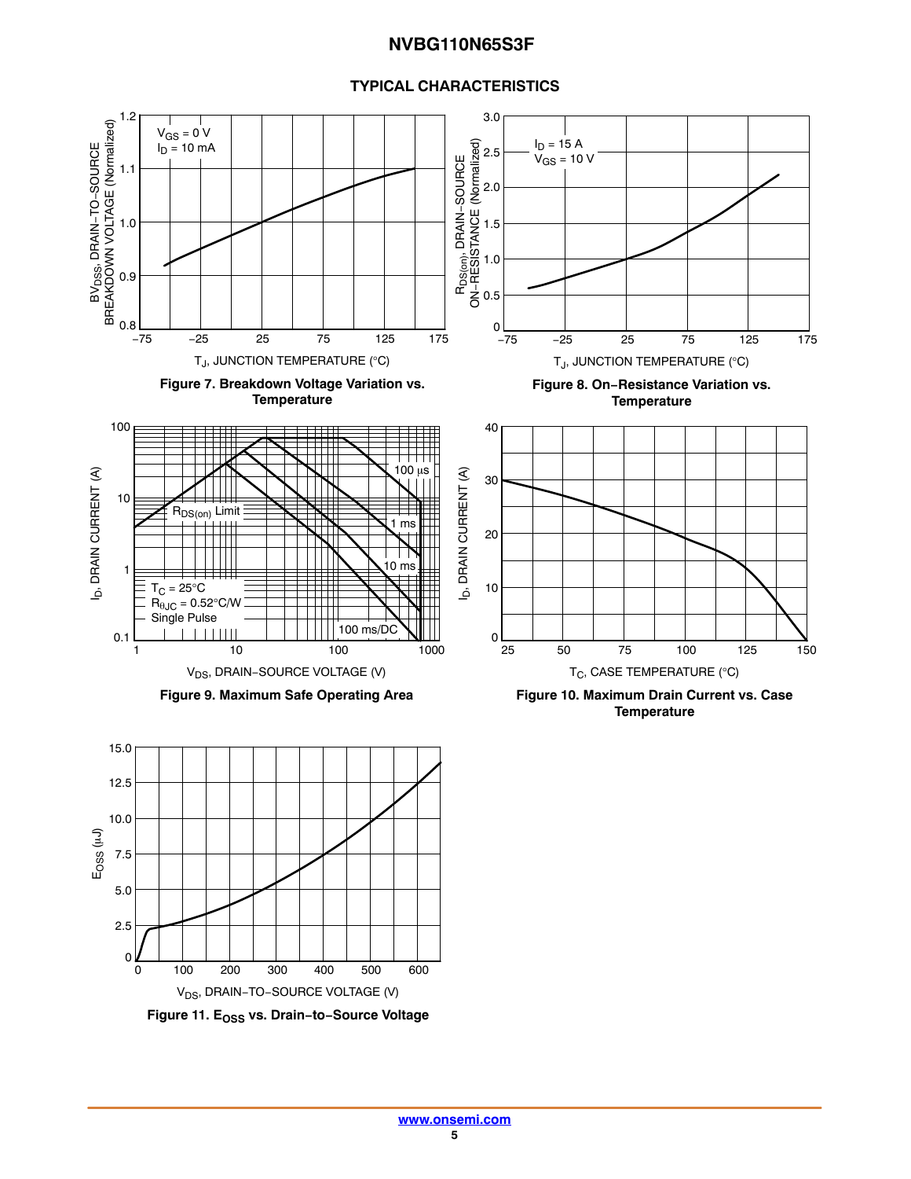## TYPICAL CHARACTERISTICS

Figure 7. Breakdown Voltage Variation vs. Temperature

Figure 8. On−Resistance Variation vs. Temperature

Figure 9. Maximum Safe Operating Area

Figure 10. Maximum Drain Current vs. Case Temperature

Figure 11. $E_{OSS}$ vs. Drain−to−Source Voltage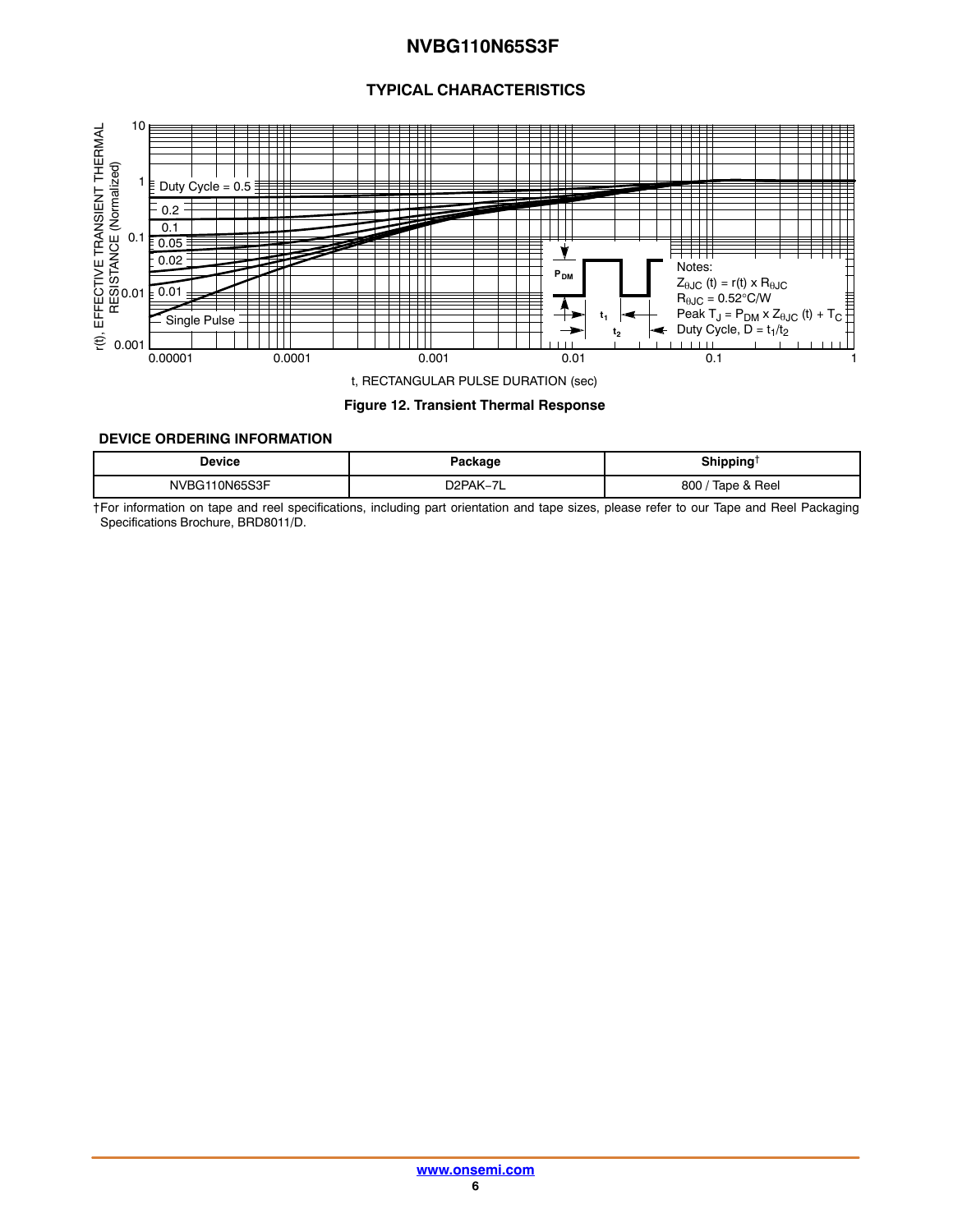## TYPICAL CHARACTERISTICS

Notes:
$Z_{\theta JC}(t) = r(t) \times R_{\theta JC}$
$R_{\theta JC} = 0.52°C/W$
Peak $T_J = P_{DM} \times Z_{\theta JC}(t) + T_C$
Duty Cycle, $D = t_1/t_2$

Figure 12. Transient Thermal Response

### DEVICE ORDERING INFORMATION

| Device | Package | Shipping† |
|---|---|---|
| NVBG110N65S3F | D2PAK−7L | 800 / Tape & Reel |

†For information on tape and reel specifications, including part orientation and tape sizes, please refer to our Tape and Reel Packaging Specifications Brochure, BRD8011/D.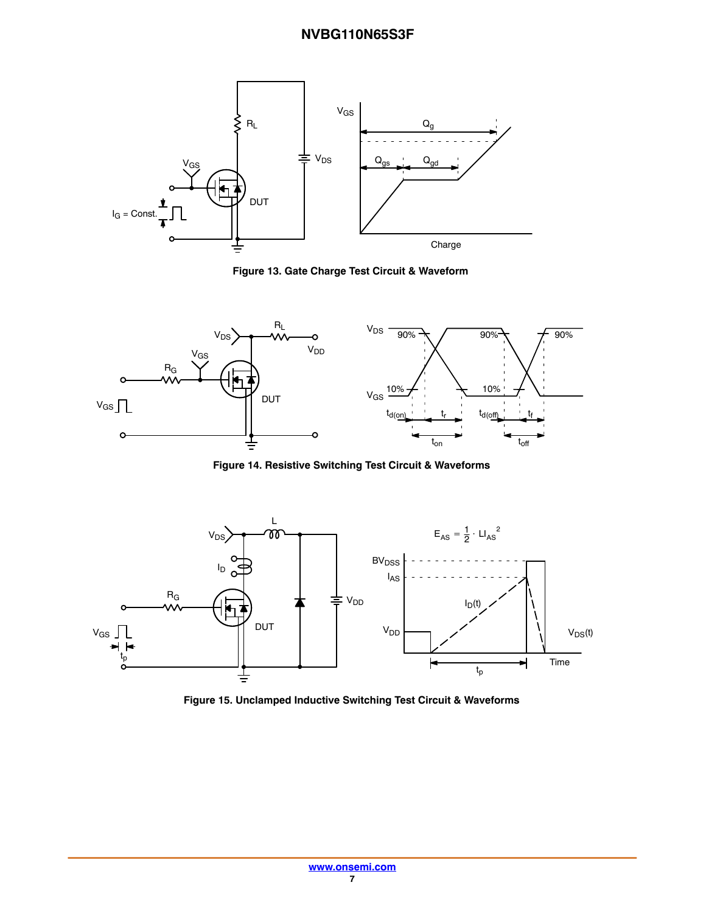**Figure 13. Gate Charge Test Circuit & Waveform**

**Figure 14. Resistive Switching Test Circuit & Waveforms**

$$E_{AS} = \frac{1}{2} \cdot L I_{AS}^2$$

**Figure 15. Unclamped Inductive Switching Test Circuit & Waveforms**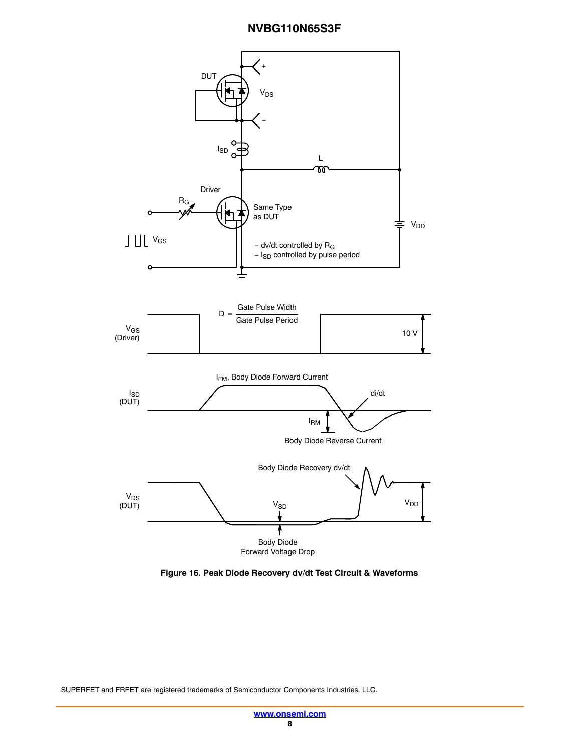DUT

$V_{DS}$

$I_{SD}$

L

Driver

$R_G$

Same Type as DUT

$V_{DD}$

$V_{GS}$

– dv/dt controlled by $R_G$
– $I_{SD}$ controlled by pulse period

$V_{GS}$ (Driver)

$$D = \frac{\text{Gate Pulse Width}}{\text{Gate Pulse Period}}$$

10 V

$I_{SD}$ (DUT)

$I_{FM}$, Body Diode Forward Current

di/dt

$I_{RM}$

Body Diode Reverse Current

$V_{DS}$ (DUT)

Body Diode Recovery dv/dt

$V_{SD}$

$V_{DD}$

Body Diode Forward Voltage Drop

**Figure 16. Peak Diode Recovery dv/dt Test Circuit & Waveforms**

SUPERFET and FRFET are registered trademarks of Semiconductor Components Industries, LLC.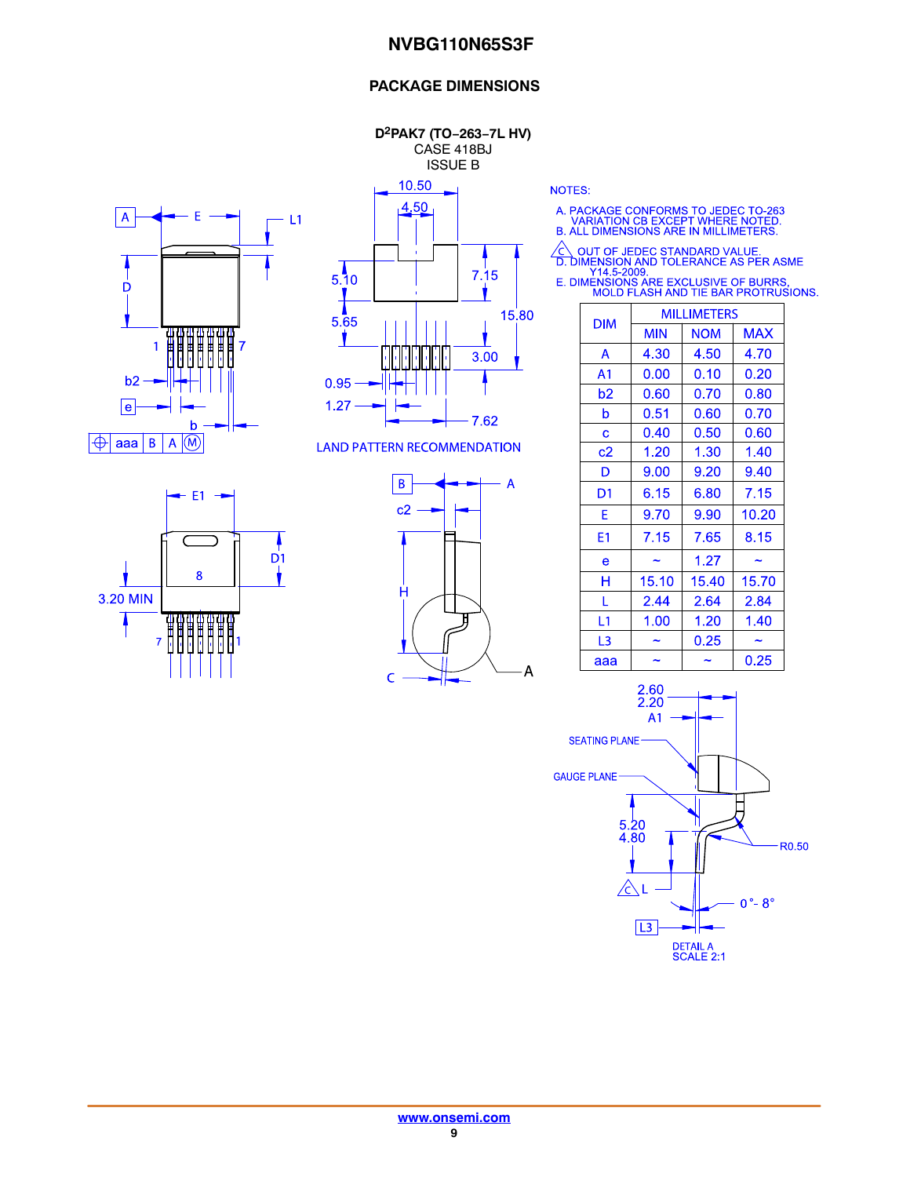## PACKAGE DIMENSIONS

**D²PAK7 (TO−263−7L HV)**
CASE 418BJ
ISSUE B

NOTES:

A. PACKAGE CONFORMS TO JEDEC TO-263 VARIATION CB EXCEPT WHERE NOTED.
B. ALL DIMENSIONS ARE IN MILLIMETERS.
C. OUT OF JEDEC STANDARD VALUE.
D. DIMENSION AND TOLERANCE AS PER ASME Y14.5-2009.
E. DIMENSIONS ARE EXCLUSIVE OF BURRS, MOLD FLASH AND TIE BAR PROTRUSIONS.

| DIM | MILLIMETERS | | |
|---|---|---|---|
| | MIN | NOM | MAX |
| A | 4.30 | 4.50 | 4.70 |
| A1 | 0.00 | 0.10 | 0.20 |
| b2 | 0.60 | 0.70 | 0.80 |
| b | 0.51 | 0.60 | 0.70 |
| c | 0.40 | 0.50 | 0.60 |
| c2 | 1.20 | 1.30 | 1.40 |
| D | 9.00 | 9.20 | 9.40 |
| D1 | 6.15 | 6.80 | 7.15 |
| E | 9.70 | 9.90 | 10.20 |
| E1 | 7.15 | 7.65 | 8.15 |
| e | ~ | 1.27 | ~ |
| H | 15.10 | 15.40 | 15.70 |
| L | 2.44 | 2.64 | 2.84 |
| L1 | 1.00 | 1.20 | 1.40 |
| L3 | ~ | 0.25 | ~ |
| aaa | ~ | ~ | 0.25 |

LAND PATTERN RECOMMENDATION

DETAIL A
SCALE 2:1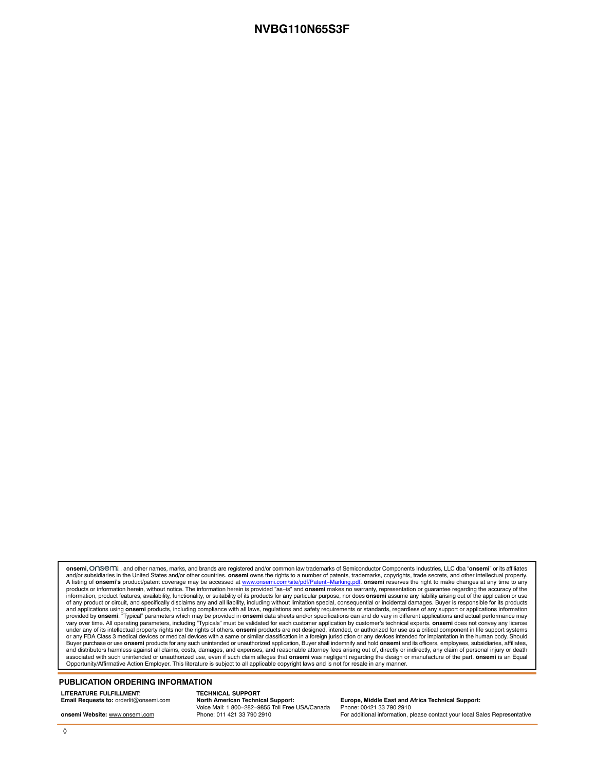**onsemi**, ONSEMI, and other names, marks, and brands are registered and/or common law trademarks of Semiconductor Components Industries, LLC dba "**onsemi**" or its affiliates and/or subsidiaries in the United States and/or other countries. **onsemi** owns the rights to a number of patents, trademarks, copyrights, trade secrets, and other intellectual property. A listing of **onsemi's** product/patent coverage may be accessed at www.onsemi.com/site/pdf/Patent−Marking.pdf. **onsemi** reserves the right to make changes at any time to any products or information herein, without notice. The information herein is provided "as−is" and **onsemi** makes no warranty, representation or guarantee regarding the accuracy of the information, product features, availability, functionality, or suitability of its products for any particular purpose, nor does **onsemi** assume any liability arising out of the application or use of any product or circuit, and specifically disclaims any and all liability, including without limitation special, consequential or incidental damages. Buyer is responsible for its products and applications using **onsemi** products, including compliance with all laws, regulations and safety requirements or standards, regardless of any support or applications information provided by **onsemi**. "Typical" parameters which may be provided in **onsemi** data sheets and/or specifications can and do vary in different applications and actual performance may vary over time. All operating parameters, including "Typicals" must be validated for each customer application by customer's technical experts. **onsemi** does not convey any license under any of its intellectual property rights nor the rights of others. **onsemi** products are not designed, intended, or authorized for use as a critical component in life support systems or any FDA Class 3 medical devices or medical devices with a same or similar classification in a foreign jurisdiction or any devices intended for implantation in the human body. Should Buyer purchase or use **onsemi** products for any such unintended or unauthorized application, Buyer shall indemnify and hold **onsemi** and its officers, employees, subsidiaries, affiliates, and distributors harmless against all claims, costs, damages, and expenses, and reasonable attorney fees arising out of, directly or indirectly, any claim of personal injury or death associated with such unintended or unauthorized use, even if such claim alleges that **onsemi** was negligent regarding the design or manufacture of the part. **onsemi** is an Equal Opportunity/Affirmative Action Employer. This literature is subject to all applicable copyright laws and is not for resale in any manner.

## PUBLICATION ORDERING INFORMATION

**LITERATURE FULFILLMENT**:
**Email Requests to:** orderlit@onsemi.com

**onsemi Website:** www.onsemi.com

**TECHNICAL SUPPORT**
**North American Technical Support:**
Voice Mail: 1 800−282−9855 Toll Free USA/Canada
Phone: 011 421 33 790 2910

**Europe, Middle East and Africa Technical Support:**
Phone: 00421 33 790 2910
For additional information, please contact your local Sales Representative

◊